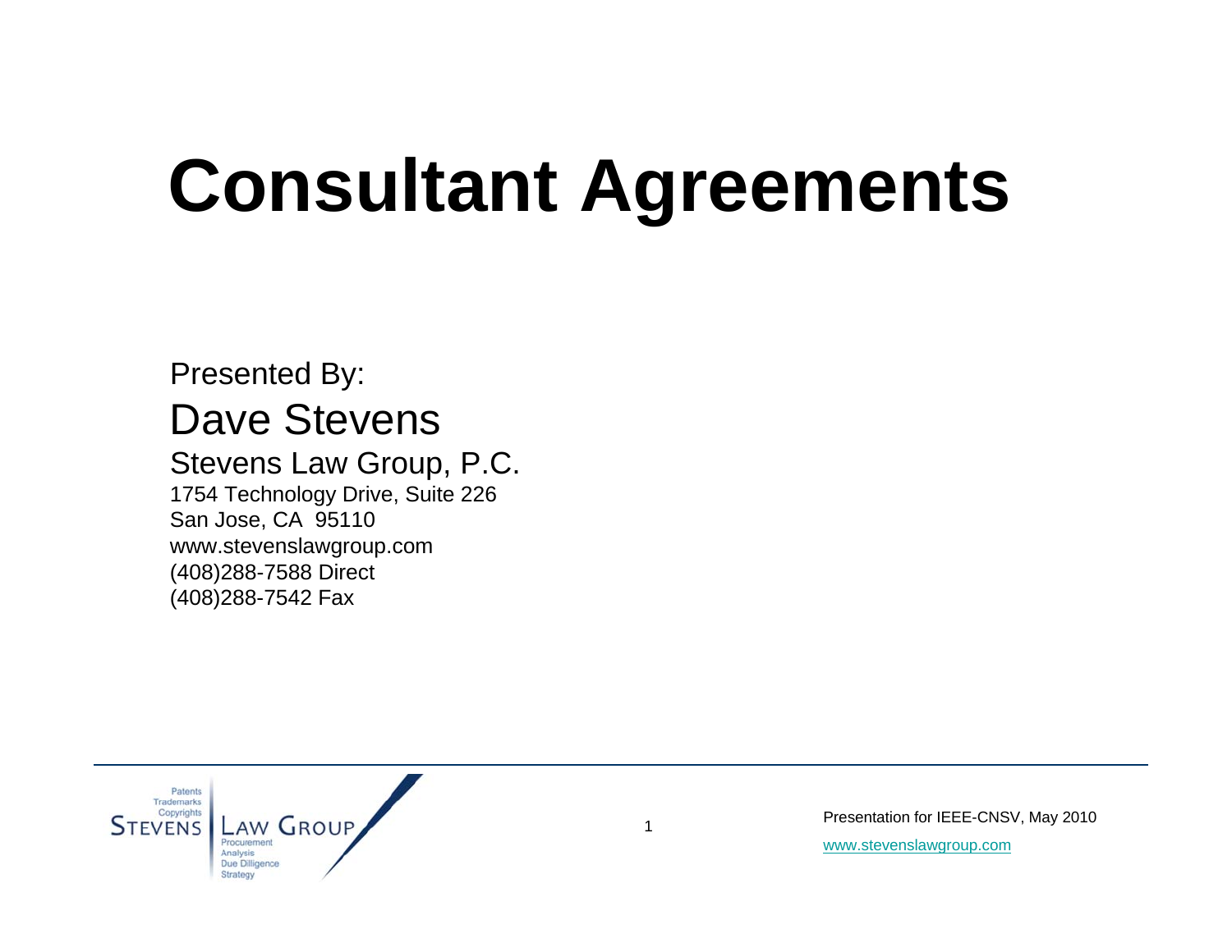# Consultant Agreements

Presented By:

Dave Stevens

Stevens Law Group, P.C.

1754 Technology Drive, Suite 226
San Jose, CA 95110
www.stevenslawgroup.com
(408)288-7588 Direct
(408)288-7542 Fax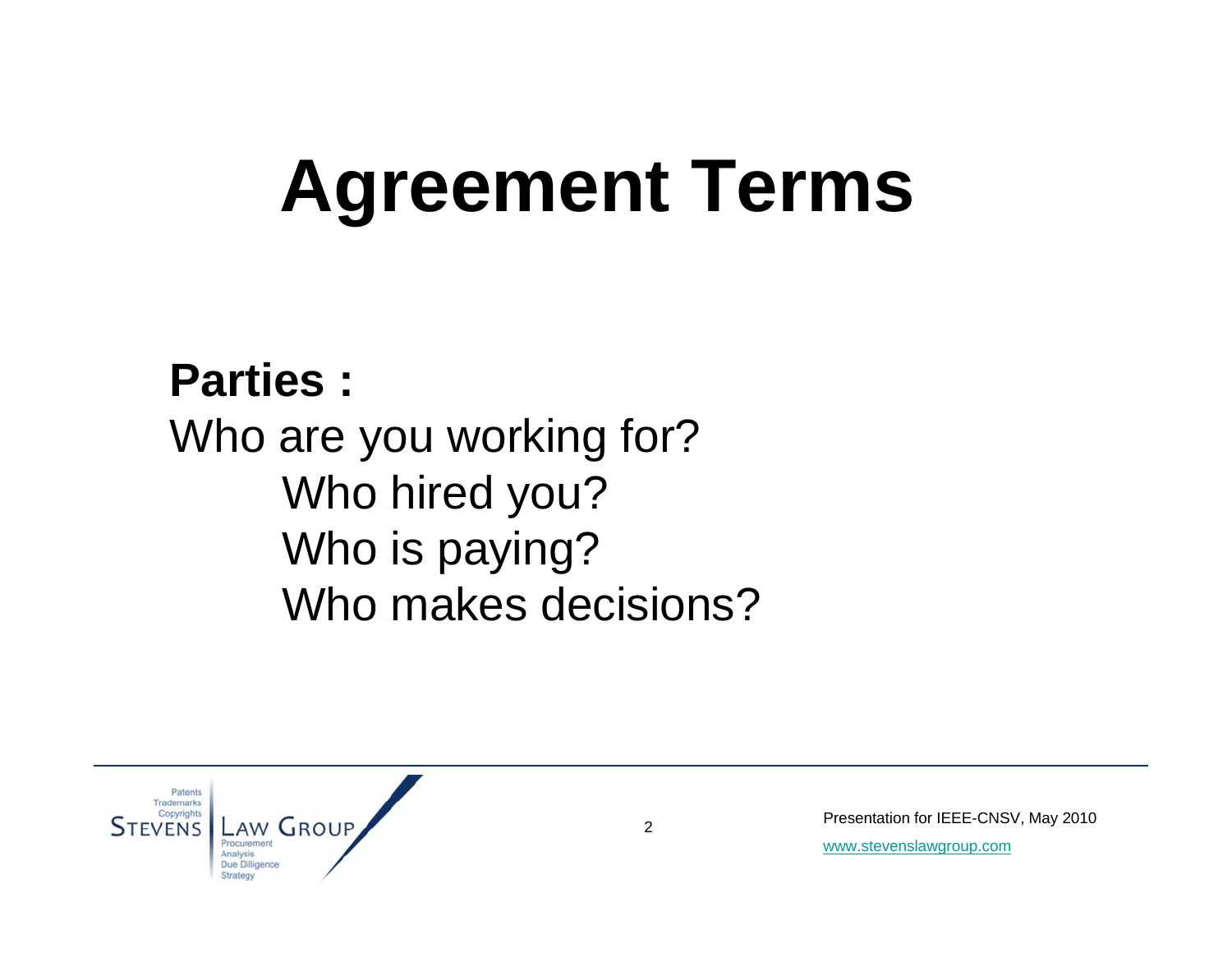# Agreement Terms

**Parties :**

Who are you working for?

- Who hired you?
- Who is paying?
- Who makes decisions?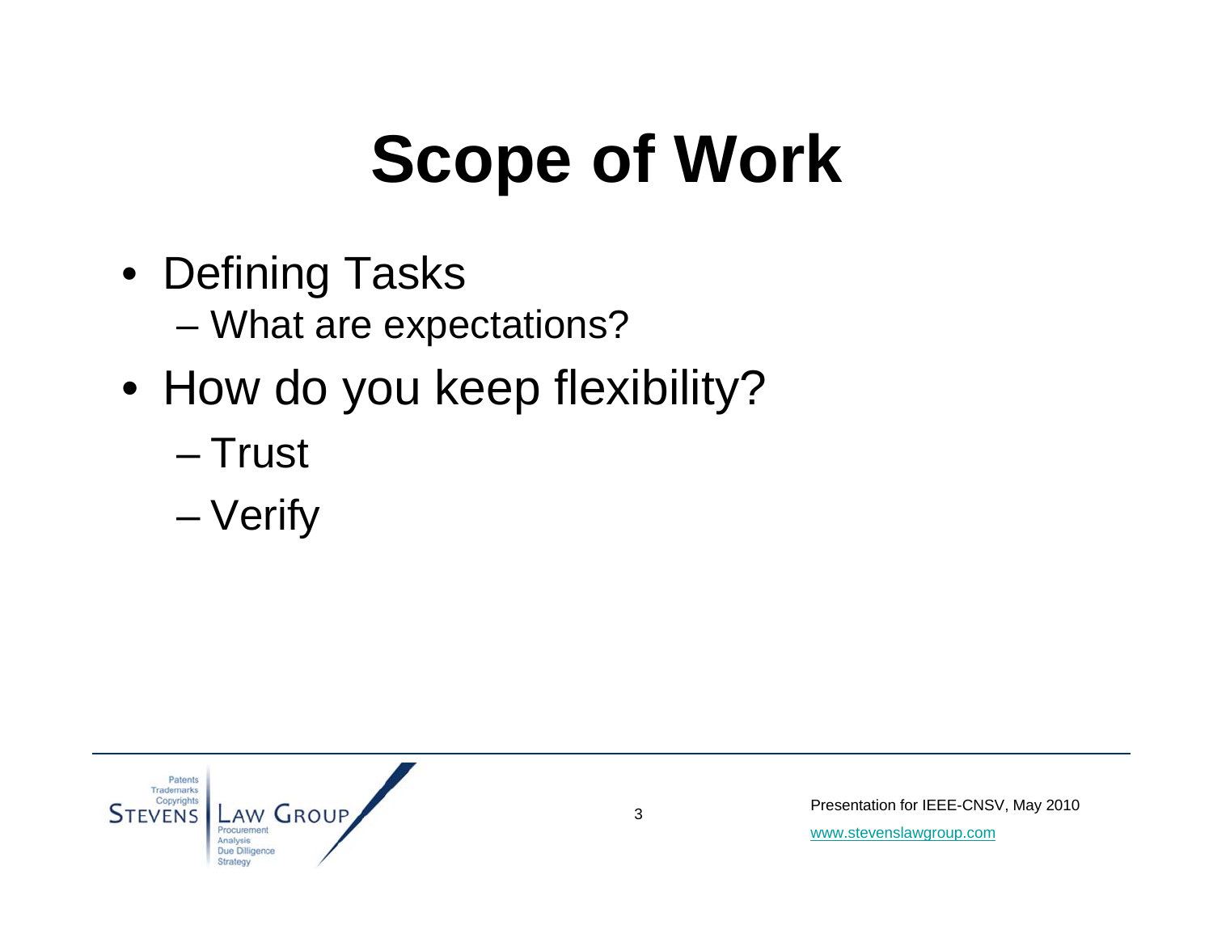# Scope of Work

- Defining Tasks
  - What are expectations?
- How do you keep flexibility?
  - Trust
  - Verify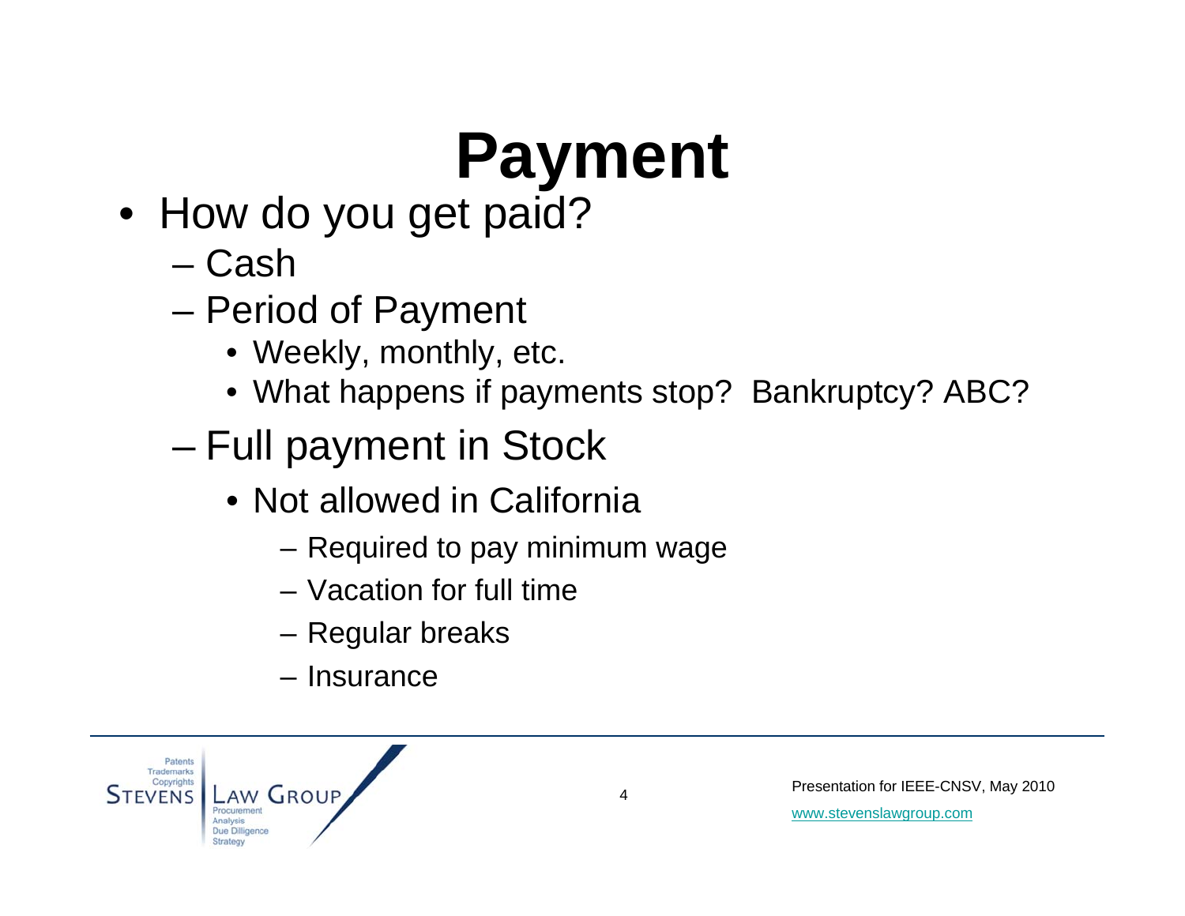# Payment

- How do you get paid?
  - Cash
  - Period of Payment
    - Weekly, monthly, etc.
    - What happens if payments stop? Bankruptcy? ABC?
  - Full payment in Stock
    - Not allowed in California
      - Required to pay minimum wage
      - Vacation for full time
      - Regular breaks
      - Insurance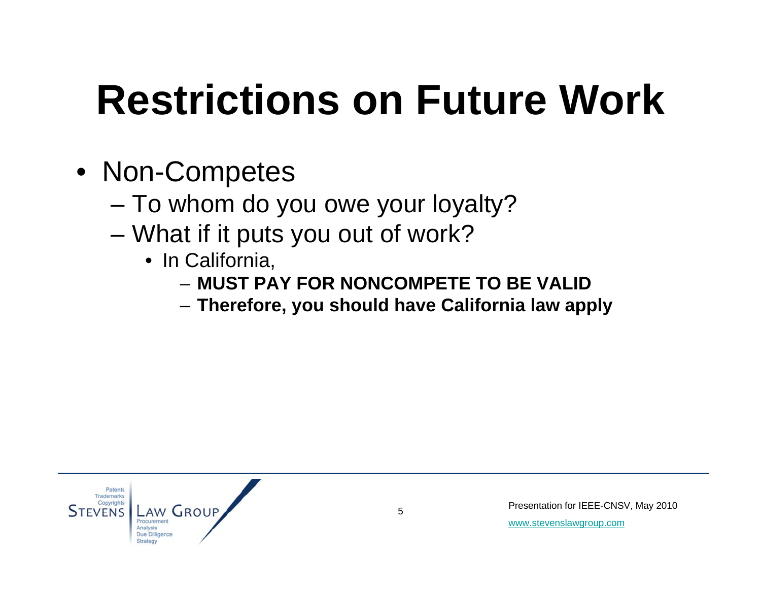# Restrictions on Future Work

- Non-Competes
  - To whom do you owe your loyalty?
  - What if it puts you out of work?
    - In California,
      - **MUST PAY FOR NONCOMPETE TO BE VALID**
      - **Therefore, you should have California law apply**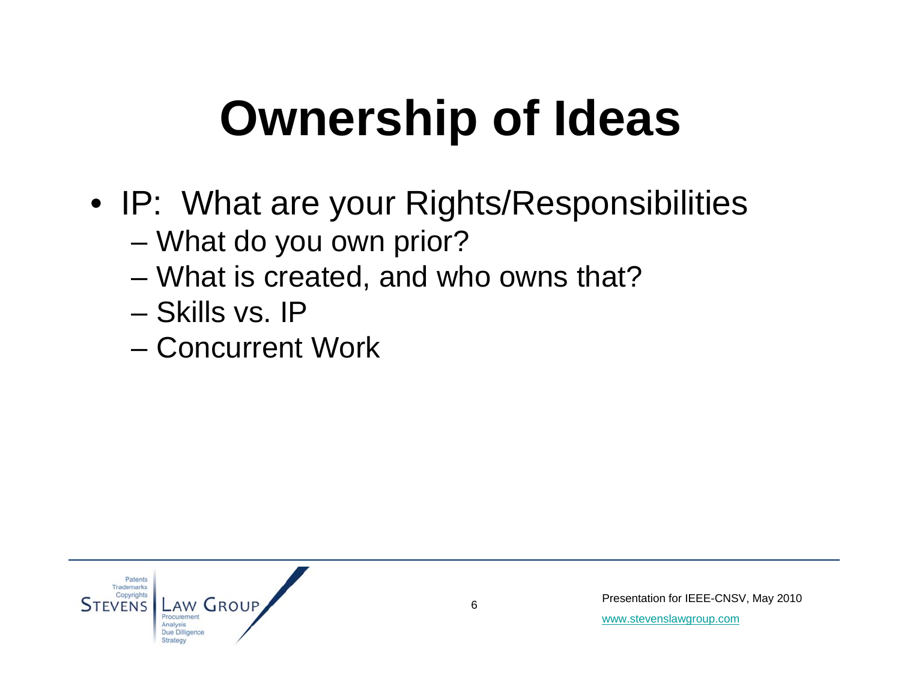# Ownership of Ideas

- IP: What are your Rights/Responsibilities
  - What do you own prior?
  - What is created, and who owns that?
  - Skills vs. IP
  - Concurrent Work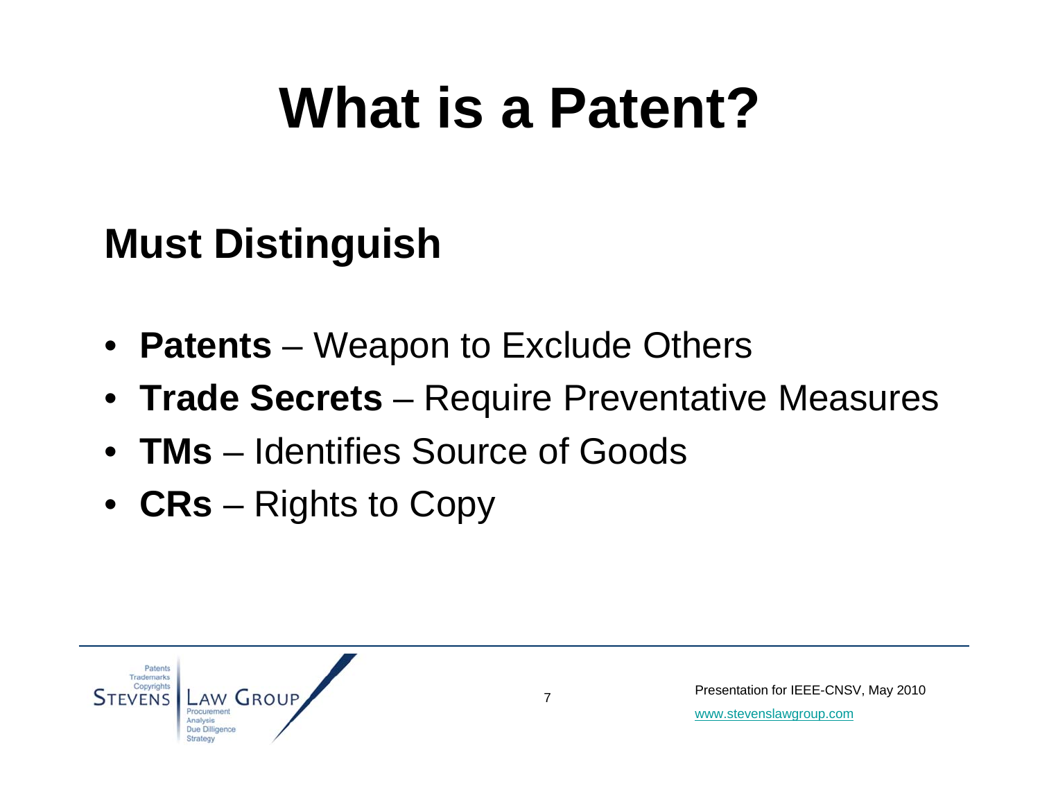# What is a Patent?

## Must Distinguish

- **Patents** – Weapon to Exclude Others
- **Trade Secrets** – Require Preventative Measures
- **TMs** – Identifies Source of Goods
- **CRs** – Rights to Copy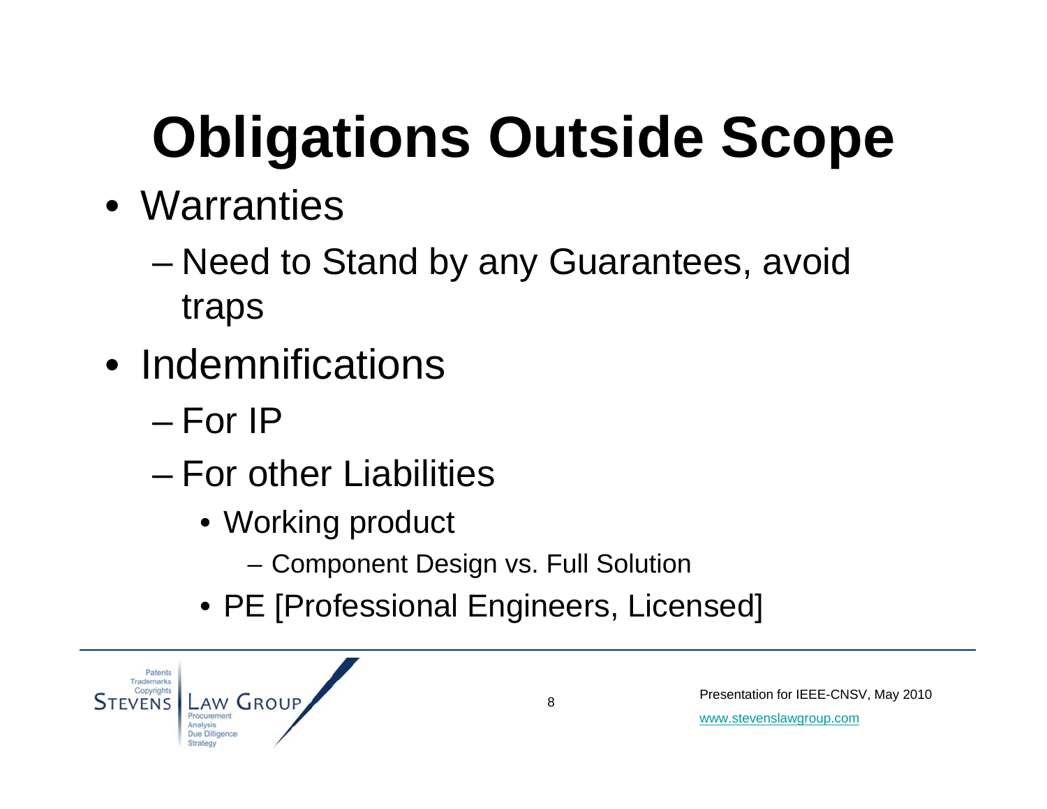# Obligations Outside Scope

- Warranties
  - Need to Stand by any Guarantees, avoid traps
- Indemnifications
  - For IP
  - For other Liabilities
    - Working product
      - Component Design vs. Full Solution
    - PE [Professional Engineers, Licensed]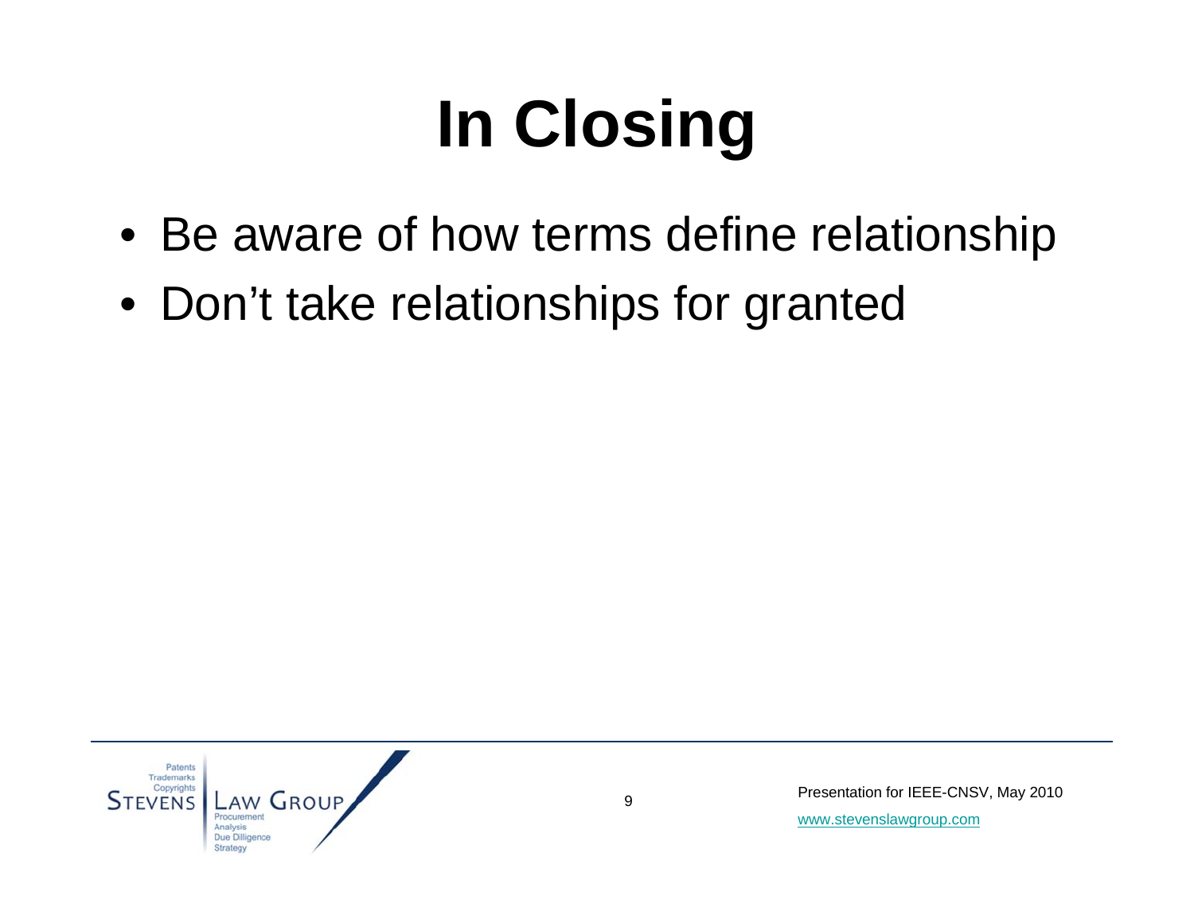# In Closing

- Be aware of how terms define relationship
- Don't take relationships for granted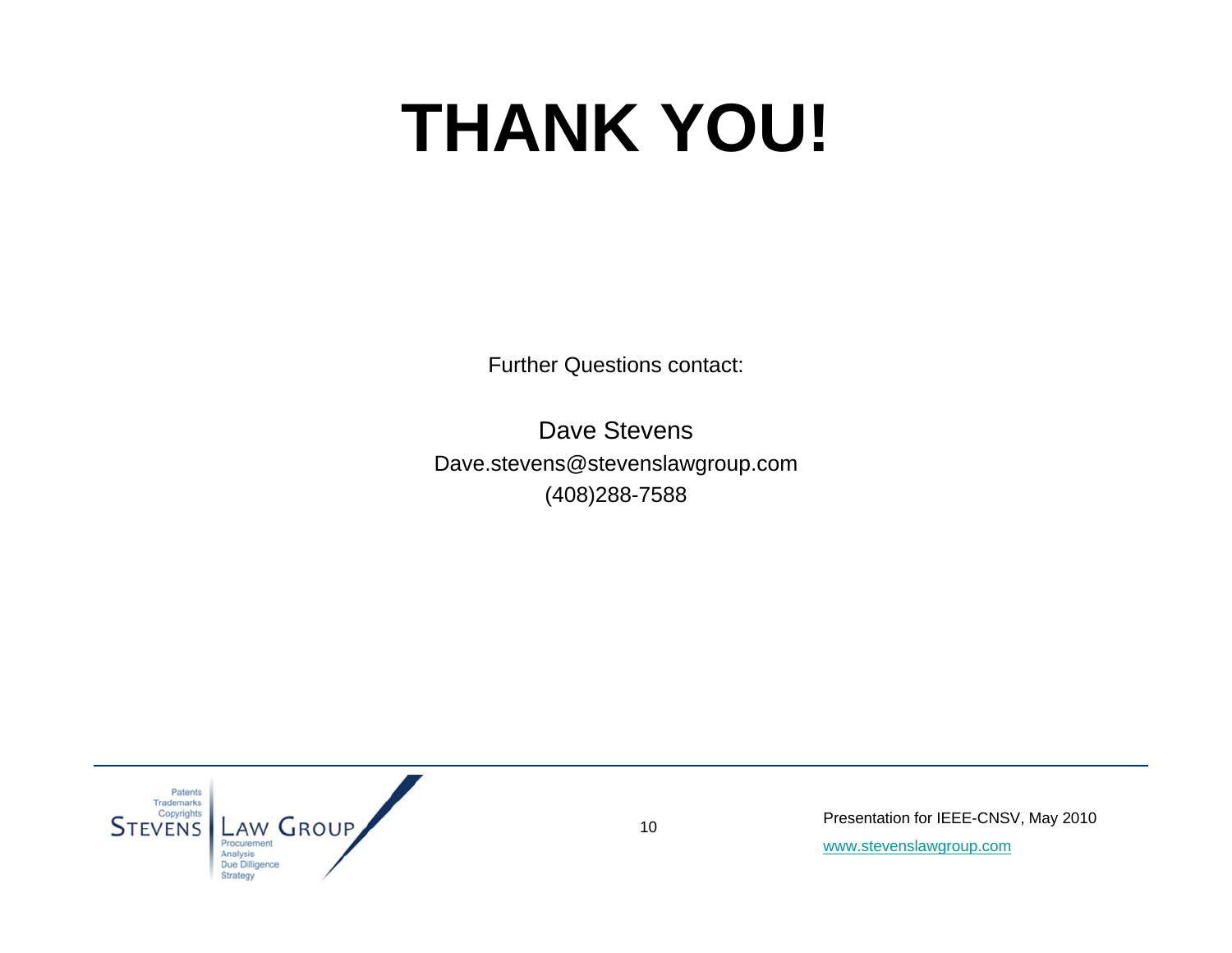# THANK YOU!

Further Questions contact:

Dave Stevens
Dave.stevens@stevenslawgroup.com
(408)288-7588